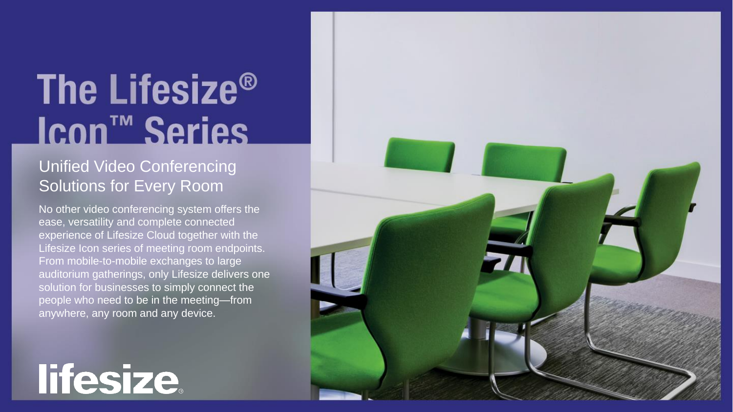# The Lifesize® Icon™ Series

## Unified Video Conferencing Solutions for Every Room

No other video conferencing system offers the ease, versatility and complete connected experience of Lifesize Cloud together with the Lifesize Icon series of meeting room endpoints. From mobile-to-mobile exchanges to large auditorium gatherings, only Lifesize delivers one solution for businesses to simply connect the people who need to be in the meeting—from anywhere, any room and any device.

lifesize®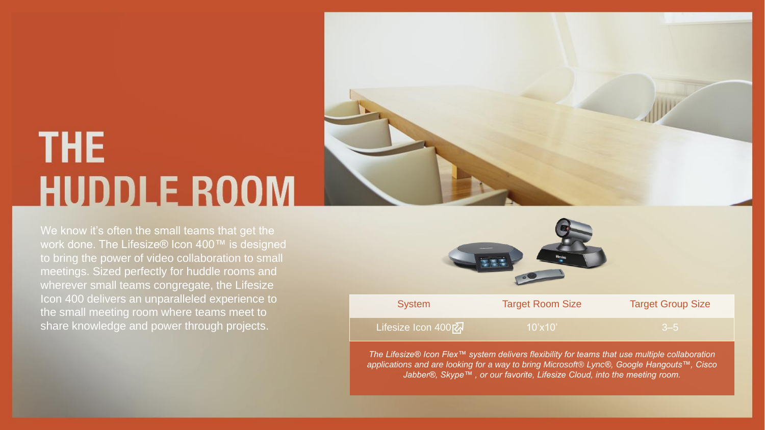# THE HUDDLE ROOM

We know it's often the small teams that get the work done. The Lifesize® Icon 400™ is designed to bring the power of video collaboration to small meetings. Sized perfectly for huddle rooms and wherever small teams congregate, the Lifesize Icon 400 delivers an unparalleled experience to the small meeting room where teams meet to share knowledge and power through projects.

| System | Target Room Size | Target Group Size |
| --- | --- | --- |
| Lifesize Icon 400 | 10'x10' | 3–5 |

*The Lifesize® Icon Flex™ system delivers flexibility for teams that use multiple collaboration applications and are looking for a way to bring Microsoft® Lync®, Google Hangouts™, Cisco Jabber®, Skype™ , or our favorite, Lifesize Cloud, into the meeting room.*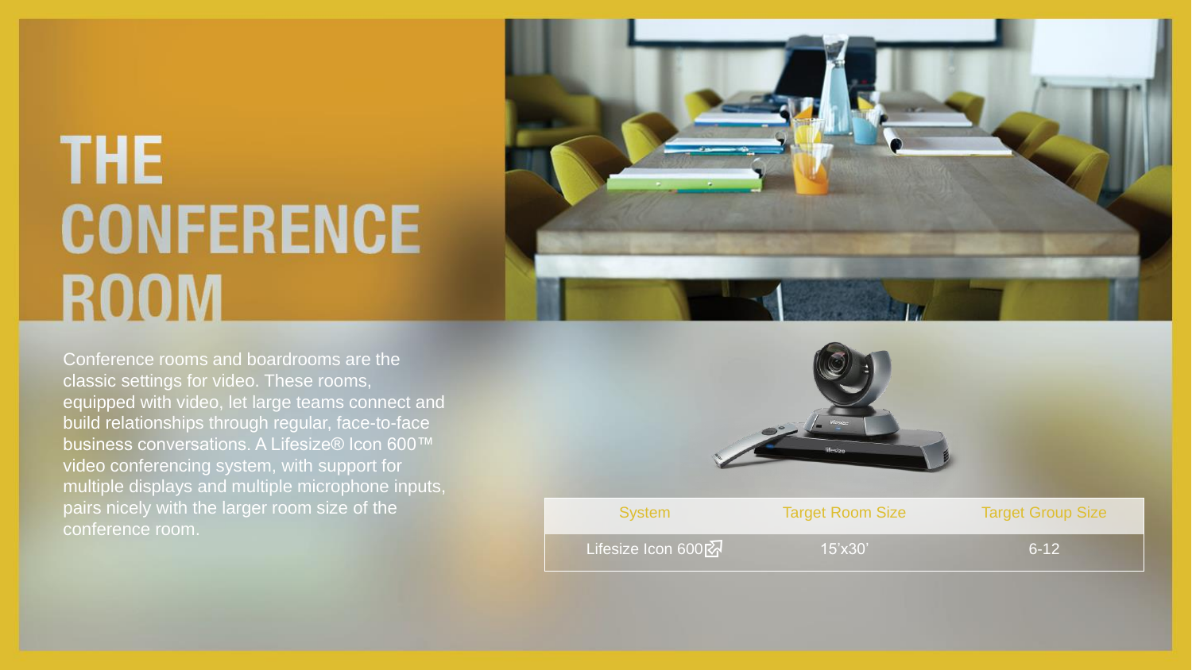# THE CONFERENCE ROOM

Conference rooms and boardrooms are the classic settings for video. These rooms, equipped with video, let large teams connect and build relationships through regular, face-to-face business conversations. A Lifesize® Icon 600™ video conferencing system, with support for multiple displays and multiple microphone inputs, pairs nicely with the larger room size of the conference room.

| System | Target Room Size | Target Group Size |
|---|---|---|
| Lifesize Icon 600 | 15'x30' | 6-12 |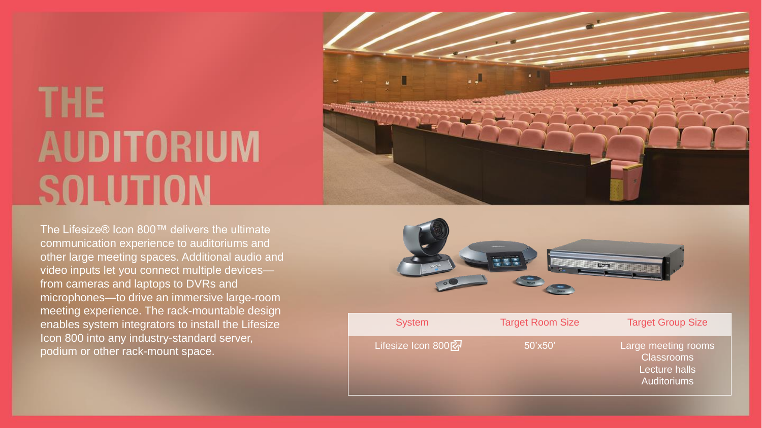# THE AUDITORIUM SOLUTION

The Lifesize® Icon 800™ delivers the ultimate communication experience to auditoriums and other large meeting spaces. Additional audio and video inputs let you connect multiple devices—from cameras and laptops to DVRs and microphones—to drive an immersive large-room meeting experience. The rack-mountable design enables system integrators to install the Lifesize Icon 800 into any industry-standard server, podium or other rack-mount space.

| System | Target Room Size | Target Group Size |
| --- | --- | --- |
| Lifesize Icon 800 | 50'x50' | Large meeting rooms<br>Classrooms<br>Lecture halls<br>Auditoriums |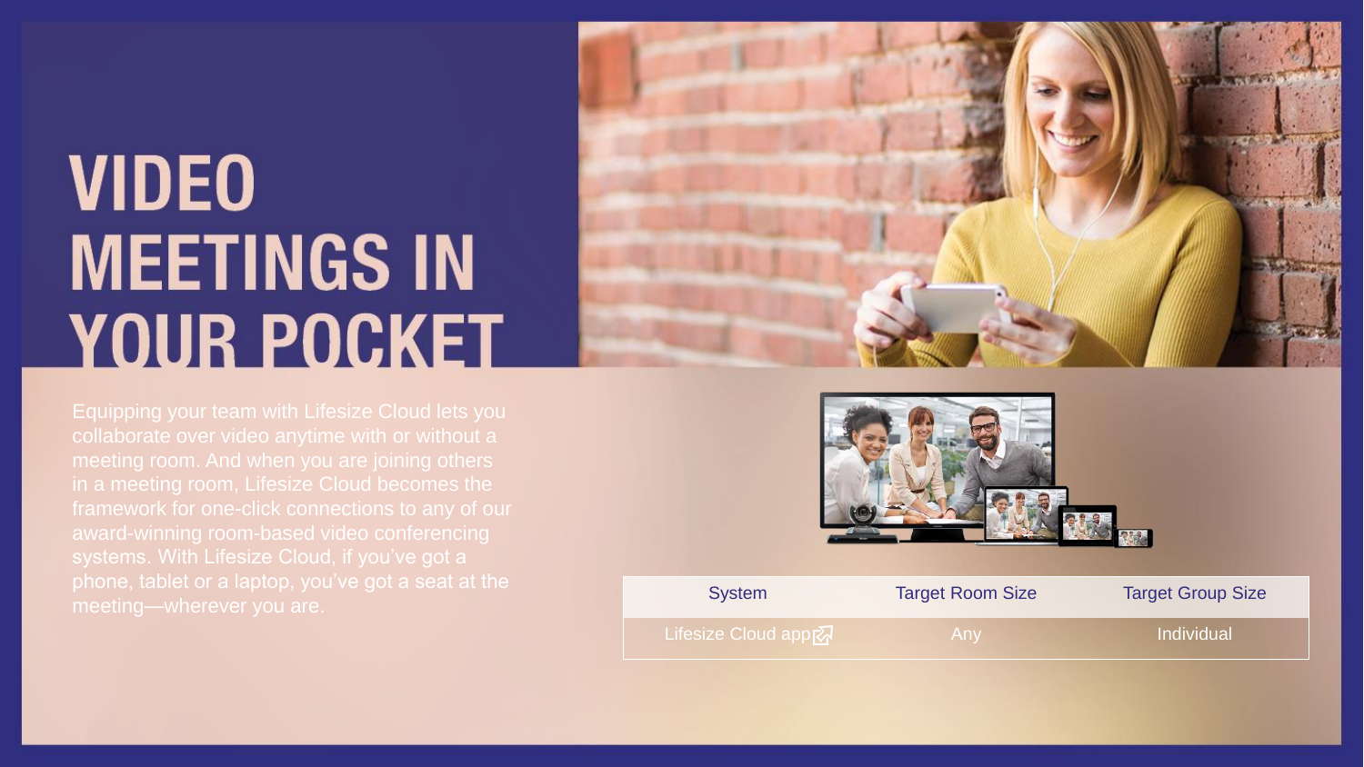# VIDEO MEETINGS IN YOUR POCKET

Equipping your team with Lifesize Cloud lets you collaborate over video anytime with or without a meeting room. And when you are joining others in a meeting room, Lifesize Cloud becomes the framework for one-click connections to any of our award-winning room-based video conferencing systems. With Lifesize Cloud, if you've got a phone, tablet or a laptop, you've got a seat at the meeting—wherever you are.

| System | Target Room Size | Target Group Size |
| --- | --- | --- |
| Lifesize Cloud app | Any | Individual |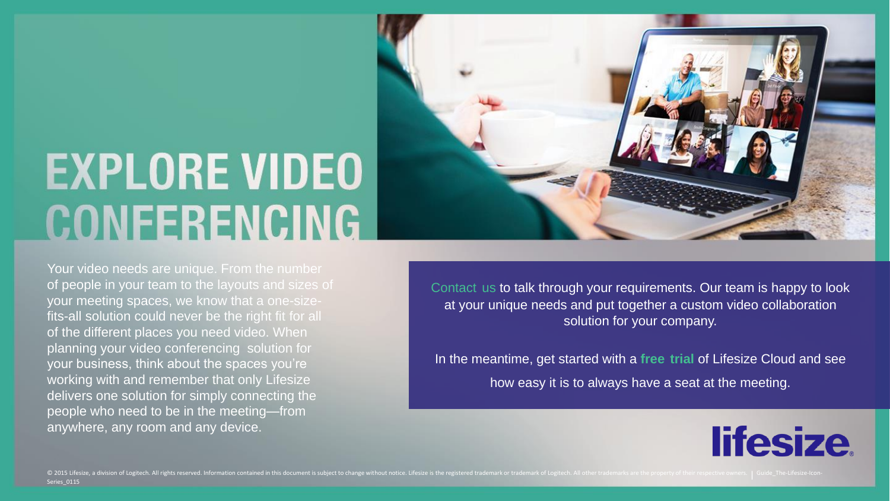# EXPLORE VIDEO CONFERENCING

Your video needs are unique. From the number of people in your team to the layouts and sizes of your meeting spaces, we know that a one-size-fits-all solution could never be the right fit for all of the different places you need video. When planning your video conferencing solution for your business, think about the spaces you're working with and remember that only Lifesize delivers one solution for simply connecting the people who need to be in the meeting—from anywhere, any room and any device.

Contact us to talk through your requirements. Our team is happy to look at your unique needs and put together a custom video collaboration solution for your company.

In the meantime, get started with a **free trial** of Lifesize Cloud and see how easy it is to always have a seat at the meeting.

lifesize

© 2015 Lifesize, a division of Logitech. All rights reserved. Information contained in this document is subject to change without notice. Lifesize is the registered trademark or trademark of Logitech. All other trademarks are the property of their respective owners. | Guide_The-Lifesize-Icon-Series_0115